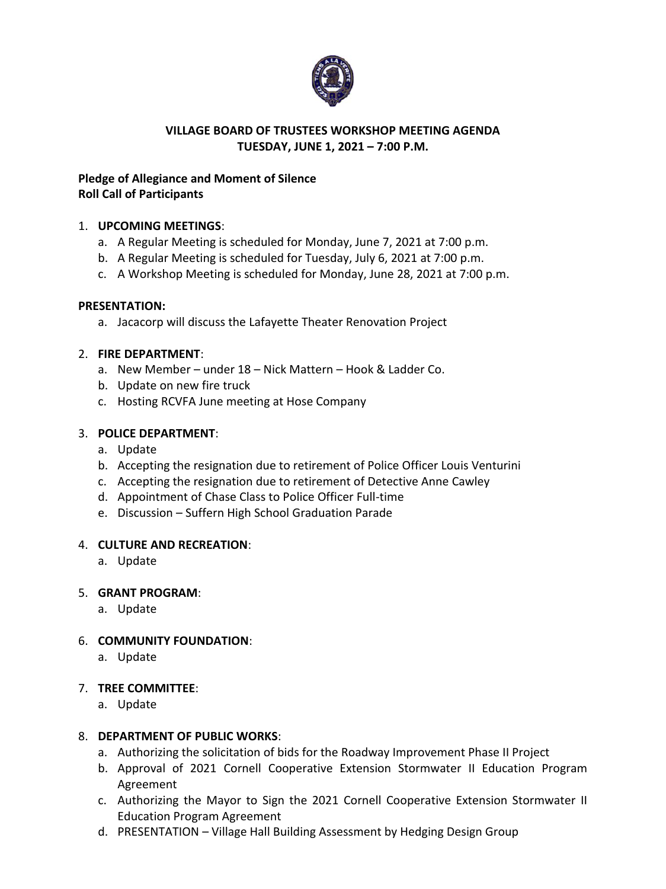# VILLAGE BOARD OF TRUSTEES WORKSHOP MEETING AGENDA
## TUESDAY, JUNE 1, 2021 – 7:00 P.M.

**Pledge of Allegiance and Moment of Silence**
**Roll Call of Participants**

1. **UPCOMING MEETINGS**:
   a. A Regular Meeting is scheduled for Monday, June 7, 2021 at 7:00 p.m.
   b. A Regular Meeting is scheduled for Tuesday, July 6, 2021 at 7:00 p.m.
   c. A Workshop Meeting is scheduled for Monday, June 28, 2021 at 7:00 p.m.

**PRESENTATION:**
   a. Jacacorp will discuss the Lafayette Theater Renovation Project

2. **FIRE DEPARTMENT**:
   a. New Member – under 18 – Nick Mattern – Hook & Ladder Co.
   b. Update on new fire truck
   c. Hosting RCVFA June meeting at Hose Company

3. **POLICE DEPARTMENT**:
   a. Update
   b. Accepting the resignation due to retirement of Police Officer Louis Venturini
   c. Accepting the resignation due to retirement of Detective Anne Cawley
   d. Appointment of Chase Class to Police Officer Full-time
   e. Discussion – Suffern High School Graduation Parade

4. **CULTURE AND RECREATION**:
   a. Update

5. **GRANT PROGRAM**:
   a. Update

6. **COMMUNITY FOUNDATION**:
   a. Update

7. **TREE COMMITTEE**:
   a. Update

8. **DEPARTMENT OF PUBLIC WORKS**:
   a. Authorizing the solicitation of bids for the Roadway Improvement Phase II Project
   b. Approval of 2021 Cornell Cooperative Extension Stormwater II Education Program Agreement
   c. Authorizing the Mayor to Sign the 2021 Cornell Cooperative Extension Stormwater II Education Program Agreement
   d. PRESENTATION – Village Hall Building Assessment by Hedging Design Group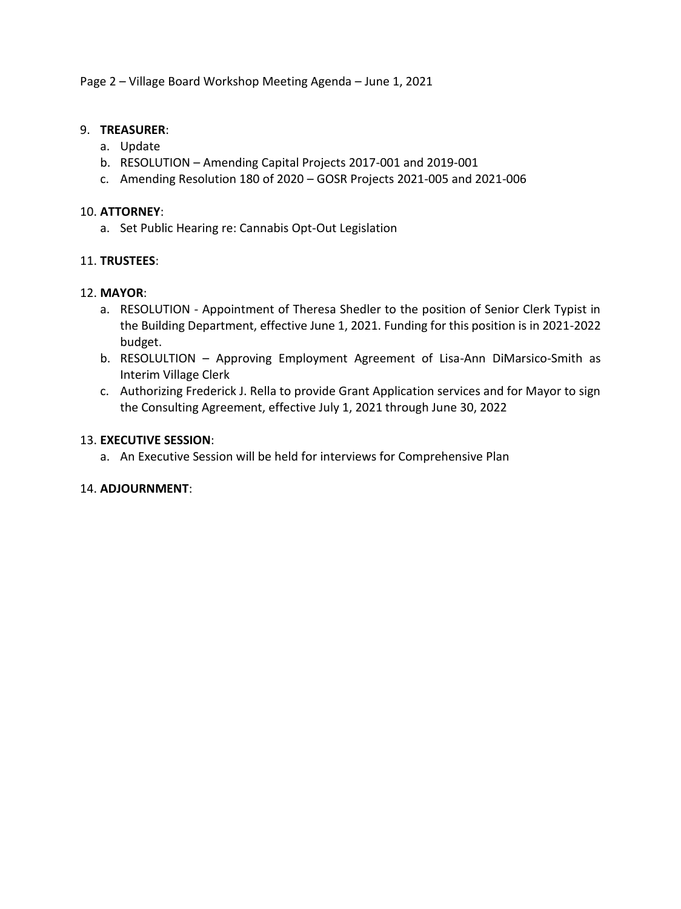9. **TREASURER**:
   a. Update
   b. RESOLUTION – Amending Capital Projects 2017-001 and 2019-001
   c. Amending Resolution 180 of 2020 – GOSR Projects 2021-005 and 2021-006

10. **ATTORNEY**:
    a. Set Public Hearing re: Cannabis Opt-Out Legislation

11. **TRUSTEES**:

12. **MAYOR**:
    a. RESOLUTION - Appointment of Theresa Shedler to the position of Senior Clerk Typist in the Building Department, effective June 1, 2021. Funding for this position is in 2021-2022 budget.
    b. RESOLULTION – Approving Employment Agreement of Lisa-Ann DiMarsico-Smith as Interim Village Clerk
    c. Authorizing Frederick J. Rella to provide Grant Application services and for Mayor to sign the Consulting Agreement, effective July 1, 2021 through June 30, 2022

13. **EXECUTIVE SESSION**:
    a. An Executive Session will be held for interviews for Comprehensive Plan

14. **ADJOURNMENT**: